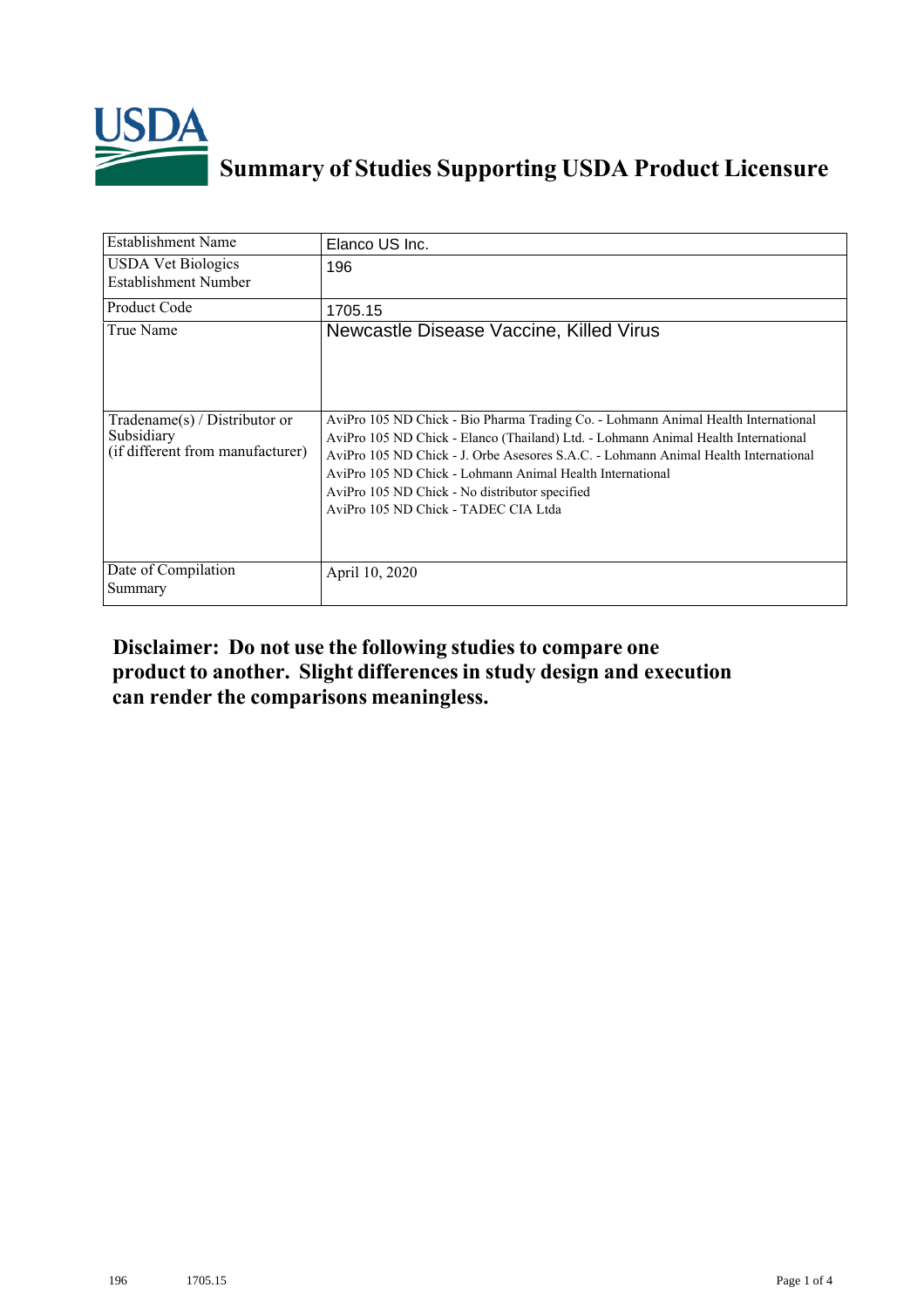# Summary of Studies Supporting USDA Product Licensure

| Establishment Name | Elanco US Inc. |
|---|---|
| USDA Vet Biologics Establishment Number | 196 |
| Product Code | 1705.15 |
| True Name | Newcastle Disease Vaccine, Killed Virus |
| Tradename(s) / Distributor or Subsidiary (if different from manufacturer) | AviPro 105 ND Chick - Bio Pharma Trading Co. - Lohmann Animal Health International<br>AviPro 105 ND Chick - Elanco (Thailand) Ltd. - Lohmann Animal Health International<br>AviPro 105 ND Chick - J. Orbe Asesores S.A.C. - Lohmann Animal Health International<br>AviPro 105 ND Chick - Lohmann Animal Health International<br>AviPro 105 ND Chick - No distributor specified<br>AviPro 105 ND Chick - TADEC CIA Ltda |
| Date of Compilation Summary | April 10, 2020 |

**Disclaimer: Do not use the following studies to compare one product to another. Slight differences in study design and execution can render the comparisons meaningless.**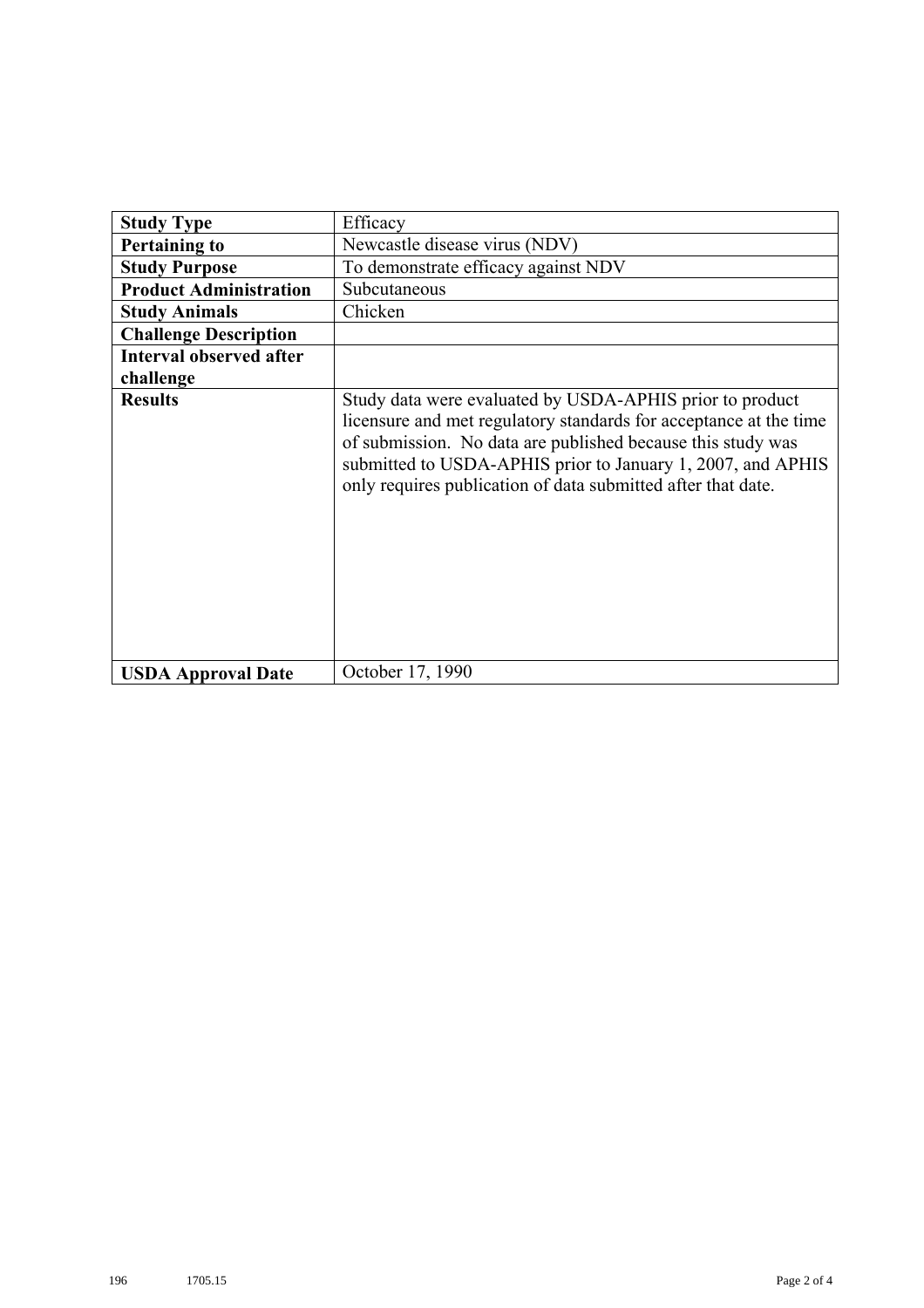| **Study Type** | Efficacy |
|---|---|
| **Pertaining to** | Newcastle disease virus (NDV) |
| **Study Purpose** | To demonstrate efficacy against NDV |
| **Product Administration** | Subcutaneous |
| **Study Animals** | Chicken |
| **Challenge Description** | |
| **Interval observed after challenge** | |
| **Results** | Study data were evaluated by USDA-APHIS prior to product licensure and met regulatory standards for acceptance at the time of submission. No data are published because this study was submitted to USDA-APHIS prior to January 1, 2007, and APHIS only requires publication of data submitted after that date. |
| **USDA Approval Date** | October 17, 1990 |

196 1705.15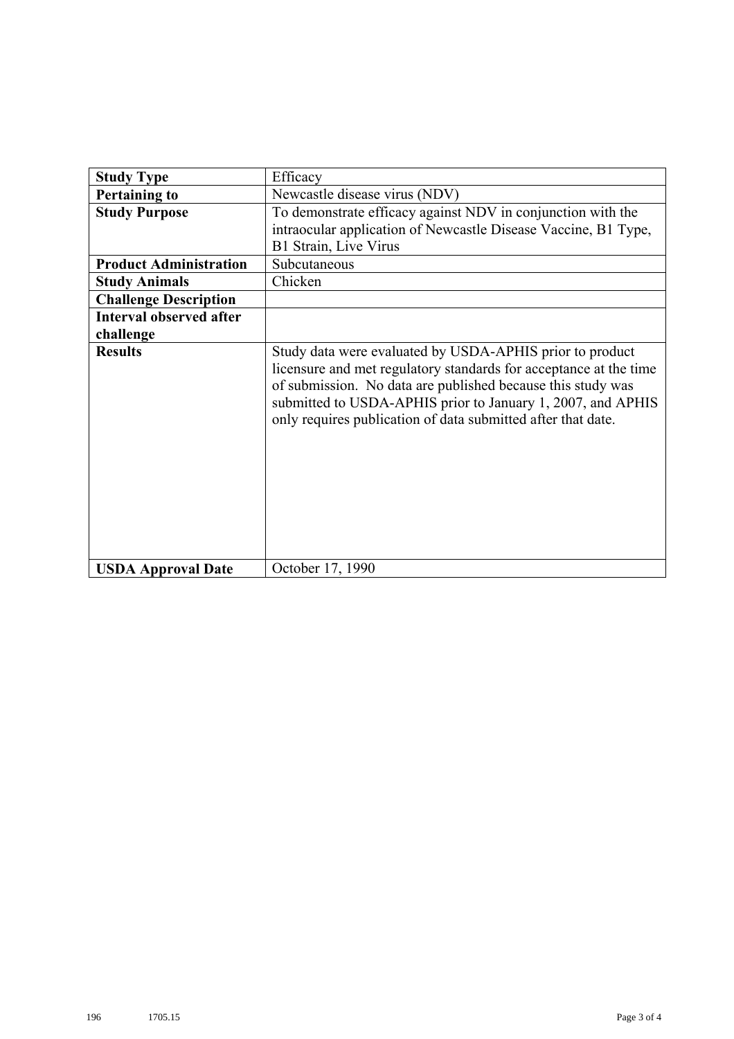| Study Type | Efficacy |
| --- | --- |
| **Pertaining to** | Newcastle disease virus (NDV) |
| **Study Purpose** | To demonstrate efficacy against NDV in conjunction with the intraocular application of Newcastle Disease Vaccine, B1 Type, B1 Strain, Live Virus |
| **Product Administration** | Subcutaneous |
| **Study Animals** | Chicken |
| **Challenge Description** | |
| **Interval observed after challenge** | |
| **Results** | Study data were evaluated by USDA-APHIS prior to product licensure and met regulatory standards for acceptance at the time of submission. No data are published because this study was submitted to USDA-APHIS prior to January 1, 2007, and APHIS only requires publication of data submitted after that date. |
| **USDA Approval Date** | October 17, 1990 |

196 1705.15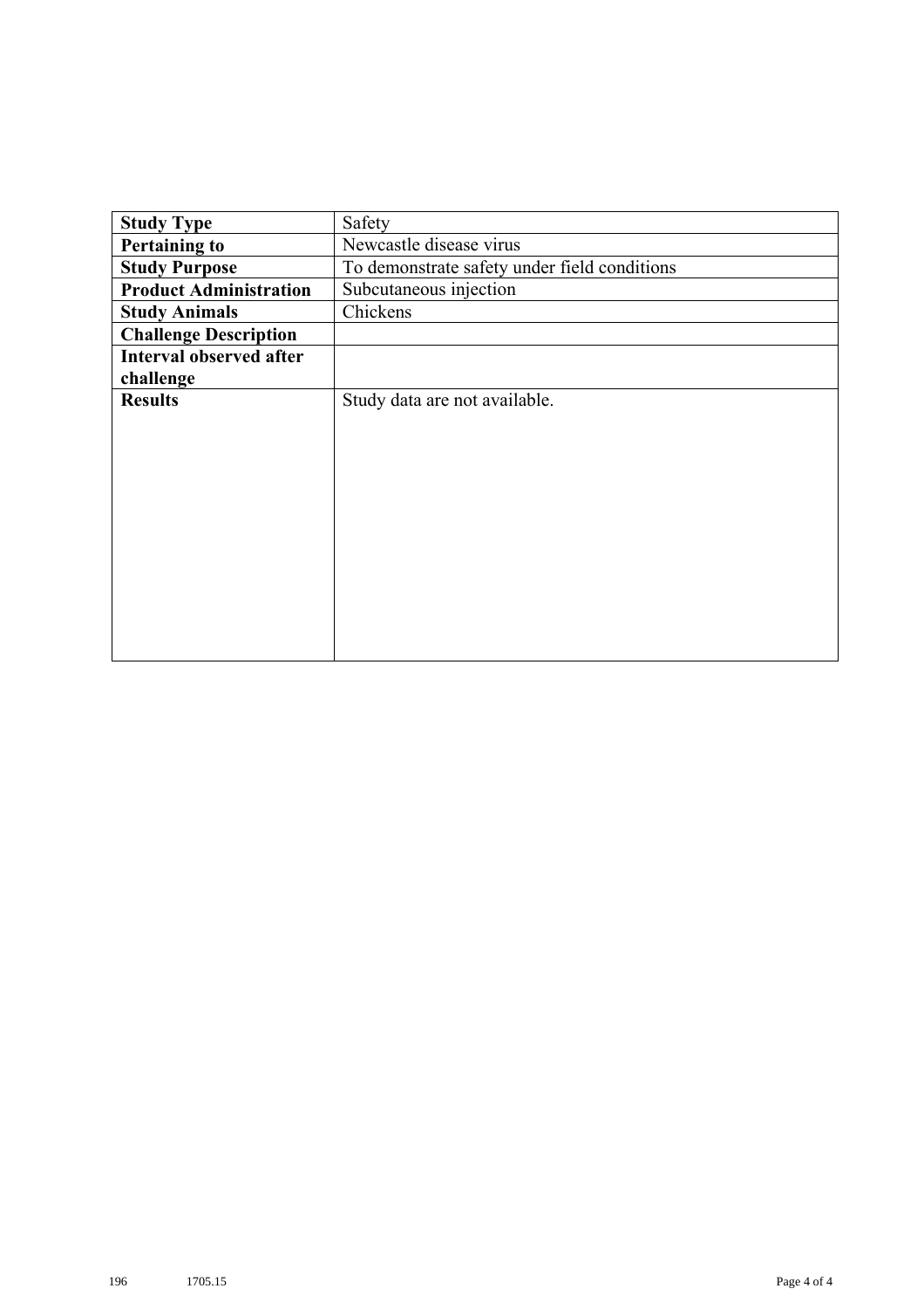| | |
|---|---|
| **Study Type** | Safety |
| **Pertaining to** | Newcastle disease virus |
| **Study Purpose** | To demonstrate safety under field conditions |
| **Product Administration** | Subcutaneous injection |
| **Study Animals** | Chickens |
| **Challenge Description** | |
| **Interval observed after challenge** | |
| **Results** | Study data are not available. |

196 1705.15